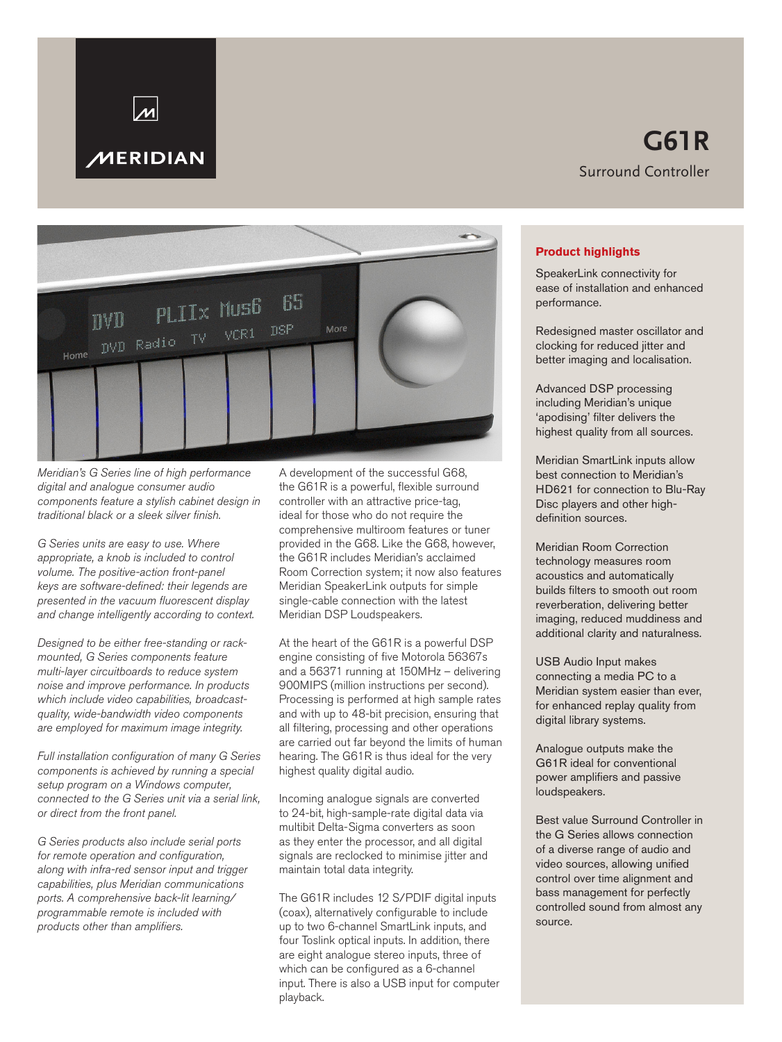MERIDIAN

# G61R

## Surround Controller

*Meridian's G Series line of high performance digital and analogue consumer audio components feature a stylish cabinet design in traditional black or a sleek silver finish.*

*G Series units are easy to use. Where appropriate, a knob is included to control volume. The positive-action front-panel keys are software-defined: their legends are presented in the vacuum fluorescent display and change intelligently according to context.*

*Designed to be either free-standing or rack-mounted, G Series components feature multi-layer circuitboards to reduce system noise and improve performance. In products which include video capabilities, broadcast-quality, wide-bandwidth video components are employed for maximum image integrity.*

*Full installation configuration of many G Series components is achieved by running a special setup program on a Windows computer, connected to the G Series unit via a serial link, or direct from the front panel.*

*G Series products also include serial ports for remote operation and configuration, along with infra-red sensor input and trigger capabilities, plus Meridian communications ports. A comprehensive back-lit learning/ programmable remote is included with products other than amplifiers.*

A development of the successful G68, the G61R is a powerful, flexible surround controller with an attractive price-tag, ideal for those who do not require the comprehensive multiroom features or tuner provided in the G68. Like the G68, however, the G61R includes Meridian's acclaimed Room Correction system; it now also features Meridian SpeakerLink outputs for simple single-cable connection with the latest Meridian DSP Loudspeakers.

At the heart of the G61R is a powerful DSP engine consisting of five Motorola 56367s and a 56371 running at 150MHz – delivering 900MIPS (million instructions per second). Processing is performed at high sample rates and with up to 48-bit precision, ensuring that all filtering, processing and other operations are carried out far beyond the limits of human hearing. The G61R is thus ideal for the very highest quality digital audio.

Incoming analogue signals are converted to 24-bit, high-sample-rate digital data via multibit Delta-Sigma converters as soon as they enter the processor, and all digital signals are reclocked to minimise jitter and maintain total data integrity.

The G61R includes 12 S/PDIF digital inputs (coax), alternatively configurable to include up to two 6-channel SmartLink inputs, and four Toslink optical inputs. In addition, there are eight analogue stereo inputs, three of which can be configured as a 6-channel input. There is also a USB input for computer playback.

### Product highlights

SpeakerLink connectivity for ease of installation and enhanced performance.

Redesigned master oscillator and clocking for reduced jitter and better imaging and localisation.

Advanced DSP processing including Meridian's unique 'apodising' filter delivers the highest quality from all sources.

Meridian SmartLink inputs allow best connection to Meridian's HD621 for connection to Blu-Ray Disc players and other high-definition sources.

Meridian Room Correction technology measures room acoustics and automatically builds filters to smooth out room reverberation, delivering better imaging, reduced muddiness and additional clarity and naturalness.

USB Audio Input makes connecting a media PC to a Meridian system easier than ever, for enhanced replay quality from digital library systems.

Analogue outputs make the G61R ideal for conventional power amplifiers and passive loudspeakers.

Best value Surround Controller in the G Series allows connection of a diverse range of audio and video sources, allowing unified control over time alignment and bass management for perfectly controlled sound from almost any source.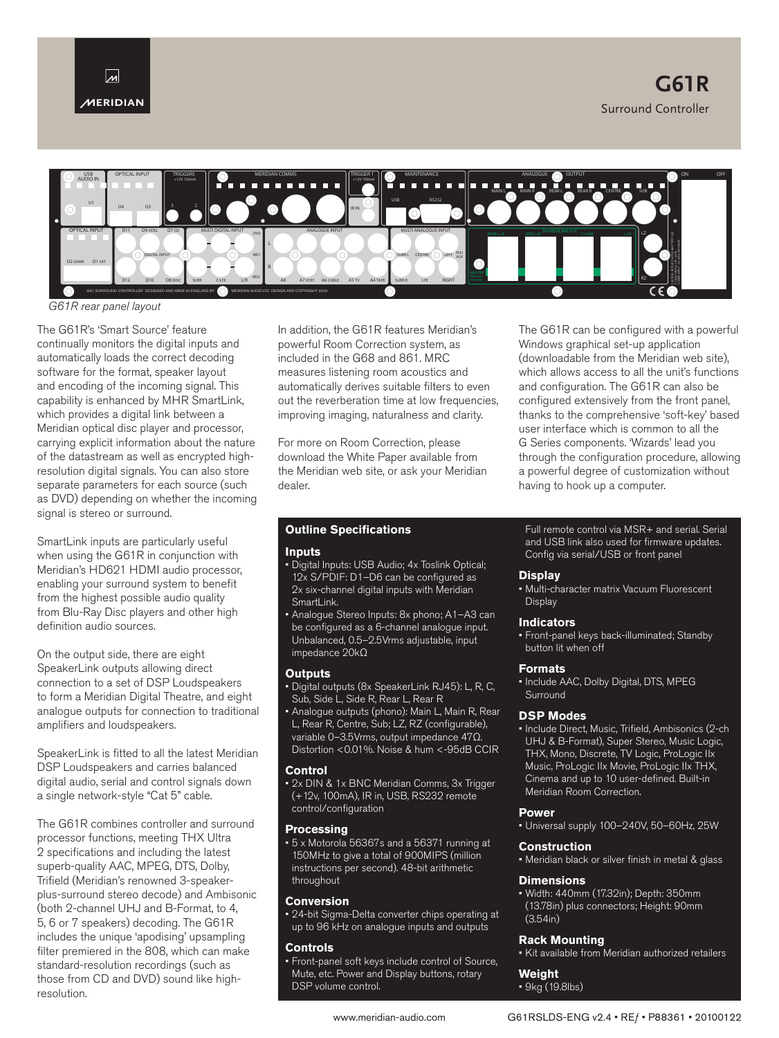# G61R

Surround Controller

*G61R rear panel layout*

The G61R's 'Smart Source' feature continually monitors the digital inputs and automatically loads the correct decoding software for the format, speaker layout and encoding of the incoming signal. This capability is enhanced by MHR SmartLink, which provides a digital link between a Meridian optical disc player and processor, carrying explicit information about the nature of the datastream as well as encrypted high-resolution digital signals. You can also store separate parameters for each source (such as DVD) depending on whether the incoming signal is stereo or surround.

SmartLink inputs are particularly useful when using the G61R in conjunction with Meridian's HD621 HDMI audio processor, enabling your surround system to benefit from the highest possible audio quality from Blu-Ray Disc players and other high definition audio sources.

On the output side, there are eight SpeakerLink outputs allowing direct connection to a set of DSP Loudspeakers to form a Meridian Digital Theatre, and eight analogue outputs for connection to traditional amplifiers and loudspeakers.

SpeakerLink is fitted to all the latest Meridian DSP Loudspeakers and carries balanced digital audio, serial and control signals down a single network-style "Cat 5" cable.

The G61R combines controller and surround processor functions, meeting THX Ultra 2 specifications and including the latest superb-quality AAC, MPEG, DTS, Dolby, Trifield (Meridian's renowned 3-speaker-plus-surround stereo decode) and Ambisonic (both 2-channel UHJ and B-Format, to 4, 5, 6 or 7 speakers) decoding. The G61R includes the unique 'apodising' upsampling filter premiered in the 808, which can make standard-resolution recordings (such as those from CD and DVD) sound like high-resolution.

In addition, the G61R features Meridian's powerful Room Correction system, as included in the G68 and 861. MRC measures listening room acoustics and automatically derives suitable filters to even out the reverberation time at low frequencies, improving imaging, naturalness and clarity.

For more on Room Correction, please download the White Paper available from the Meridian web site, or ask your Meridian dealer.

The G61R can be configured with a powerful Windows graphical set-up application (downloadable from the Meridian web site), which allows access to all the unit's functions and configuration. The G61R can also be configured extensively from the front panel, thanks to the comprehensive 'soft-key' based user interface which is common to all the G Series components. 'Wizards' lead you through the configuration procedure, allowing a powerful degree of customization without having to hook up a computer.

## Outline Specifications

### Inputs

- Digital Inputs: USB Audio; 4x Toslink Optical; 12x S/PDIF: D1–D6 can be configured as 2x six-channel digital inputs with Meridian SmartLink.
- Analogue Stereo Inputs: 8x phono; A1–A3 can be configured as a 6-channel analogue input. Unbalanced, 0.5–2.5Vrms adjustable, input impedance 20kΩ

### Outputs

- Digital outputs (8x SpeakerLink RJ45): L, R, C, Sub, Side L, Side R, Rear L, Rear R
- Analogue outputs (phono): Main L, Main R, Rear L, Rear R, Centre, Sub; LZ, RZ (configurable), variable 0–3.5Vrms, output impedance 47Ω. Distortion <0.01%. Noise & hum <-95dB CCIR

### Control

- 2x DIN & 1x BNC Meridian Comms, 3x Trigger (+12v, 100mA), IR in, USB, RS232 remote control/configuration

### Processing

- 5 x Motorola 56367s and a 56371 running at 150MHz to give a total of 900MIPS (million instructions per second). 48-bit arithmetic throughout

### Conversion

- 24-bit Sigma-Delta converter chips operating at up to 96 kHz on analogue inputs and outputs

### Controls

- Front-panel soft keys include control of Source, Mute, etc. Power and Display buttons, rotary DSP volume control.

Full remote control via MSR+ and serial. Serial and USB link also used for firmware updates. Config via serial/USB or front panel

### Display

- Multi-character matrix Vacuum Fluorescent Display

### Indicators

- Front-panel keys back-illuminated; Standby button lit when off

### Formats

- Include AAC, Dolby Digital, DTS, MPEG Surround

### DSP Modes

- Include Direct, Music, Trifield, Ambisonics (2-ch UHJ & B-Format), Super Stereo, Music Logic, THX, Mono, Discrete, TV Logic, ProLogic IIx Music, ProLogic IIx Movie, ProLogic IIx THX, Cinema and up to 10 user-defined. Built-in Meridian Room Correction.

### Power

- Universal supply 100–240V, 50–60Hz, 25W

### Construction

- Meridian black or silver finish in metal & glass

### Dimensions

- Width: 440mm (17.32in); Depth: 350mm (13.78in) plus connectors; Height: 90mm (3.54in)

### Rack Mounting

- Kit available from Meridian authorized retailers

### Weight

- 9kg (19.8lbs)

www.meridian-audio.com G61RSLDS-ENG v2.4 • REƒ • P88361 • 20100122